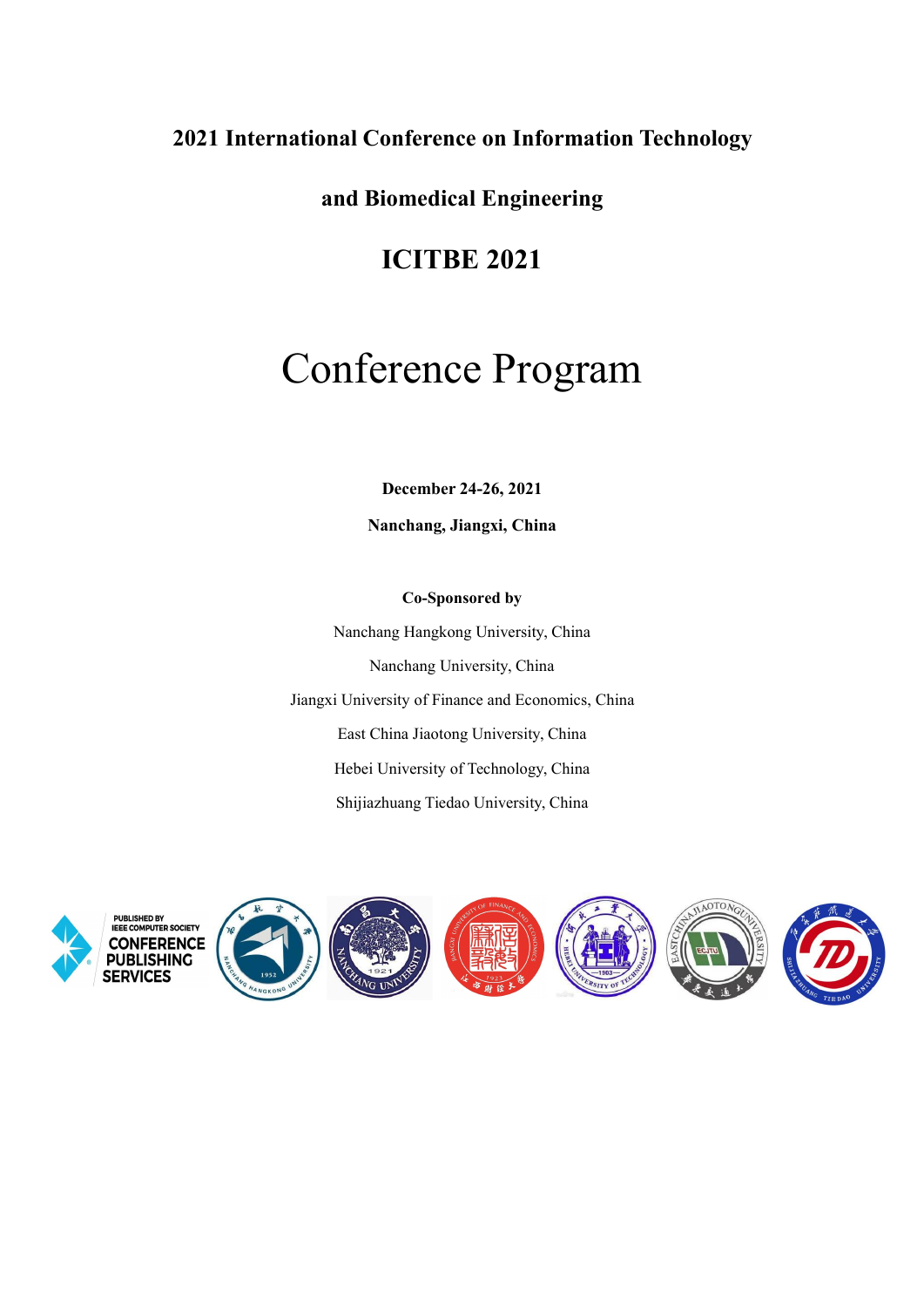**2021 International Conference on Information Technology**

**and Biomedical Engineering**

# ICITBE 2021

# Conference Program

**December 24-26, 2021**

**Nanchang, Jiangxi, China**

**Co-Sponsored by**

Nanchang Hangkong University, China

Nanchang University, China

Jiangxi University of Finance and Economics, China

East China Jiaotong University, China

Hebei University of Technology, China

Shijiazhuang Tiedao University, China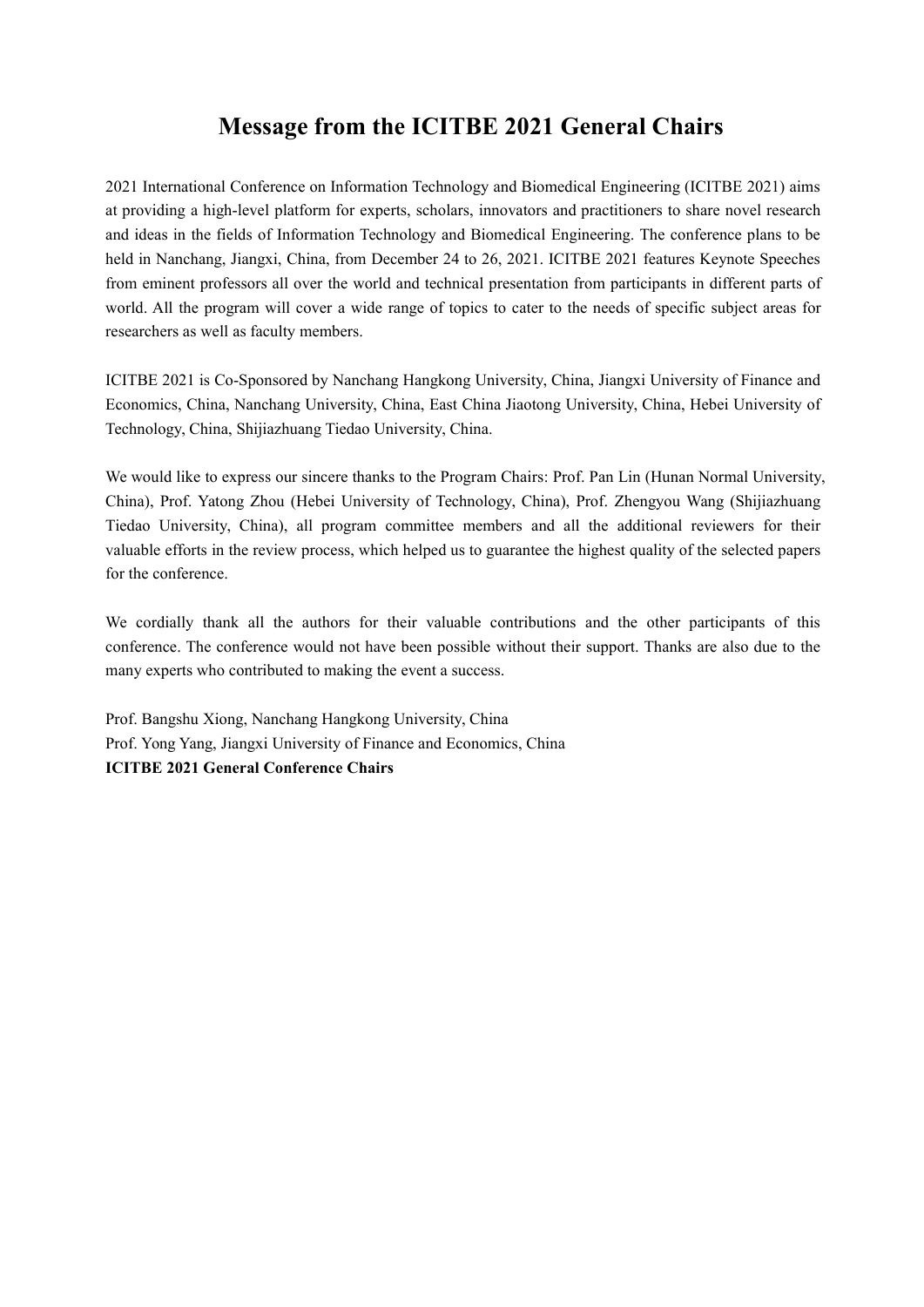# Message from the ICITBE 2021 General Chairs

2021 International Conference on Information Technology and Biomedical Engineering (ICITBE 2021) aims at providing a high-level platform for experts, scholars, innovators and practitioners to share novel research and ideas in the fields of Information Technology and Biomedical Engineering. The conference plans to be held in Nanchang, Jiangxi, China, from December 24 to 26, 2021. ICITBE 2021 features Keynote Speeches from eminent professors all over the world and technical presentation from participants in different parts of world. All the program will cover a wide range of topics to cater to the needs of specific subject areas for researchers as well as faculty members.

ICITBE 2021 is Co-Sponsored by Nanchang Hangkong University, China, Jiangxi University of Finance and Economics, China, Nanchang University, China, East China Jiaotong University, China, Hebei University of Technology, China, Shijiazhuang Tiedao University, China.

We would like to express our sincere thanks to the Program Chairs: Prof. Pan Lin (Hunan Normal University, China), Prof. Yatong Zhou (Hebei University of Technology, China), Prof. Zhengyou Wang (Shijiazhuang Tiedao University, China), all program committee members and all the additional reviewers for their valuable efforts in the review process, which helped us to guarantee the highest quality of the selected papers for the conference.

We cordially thank all the authors for their valuable contributions and the other participants of this conference. The conference would not have been possible without their support. Thanks are also due to the many experts who contributed to making the event a success.

Prof. Bangshu Xiong, Nanchang Hangkong University, China
Prof. Yong Yang, Jiangxi University of Finance and Economics, China
**ICITBE 2021 General Conference Chairs**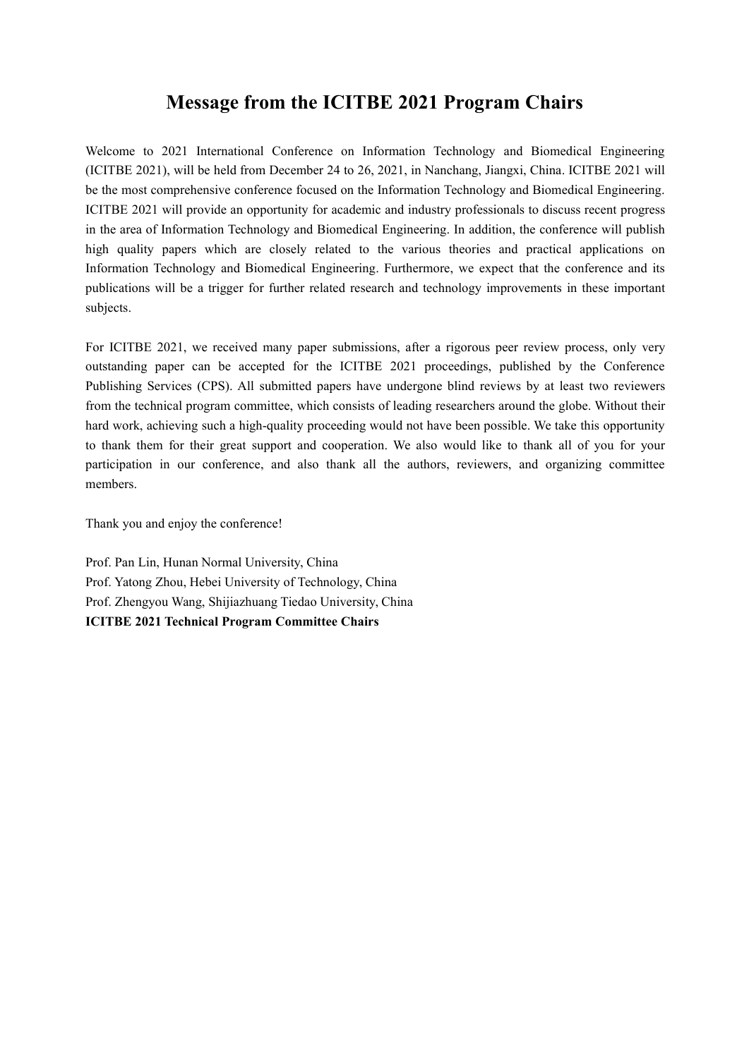# Message from the ICITBE 2021 Program Chairs

Welcome to 2021 International Conference on Information Technology and Biomedical Engineering (ICITBE 2021), will be held from December 24 to 26, 2021, in Nanchang, Jiangxi, China. ICITBE 2021 will be the most comprehensive conference focused on the Information Technology and Biomedical Engineering. ICITBE 2021 will provide an opportunity for academic and industry professionals to discuss recent progress in the area of Information Technology and Biomedical Engineering. In addition, the conference will publish high quality papers which are closely related to the various theories and practical applications on Information Technology and Biomedical Engineering. Furthermore, we expect that the conference and its publications will be a trigger for further related research and technology improvements in these important subjects.

For ICITBE 2021, we received many paper submissions, after a rigorous peer review process, only very outstanding paper can be accepted for the ICITBE 2021 proceedings, published by the Conference Publishing Services (CPS). All submitted papers have undergone blind reviews by at least two reviewers from the technical program committee, which consists of leading researchers around the globe. Without their hard work, achieving such a high-quality proceeding would not have been possible. We take this opportunity to thank them for their great support and cooperation. We also would like to thank all of you for your participation in our conference, and also thank all the authors, reviewers, and organizing committee members.

Thank you and enjoy the conference!

Prof. Pan Lin, Hunan Normal University, China
Prof. Yatong Zhou, Hebei University of Technology, China
Prof. Zhengyou Wang, Shijiazhuang Tiedao University, China
**ICITBE 2021 Technical Program Committee Chairs**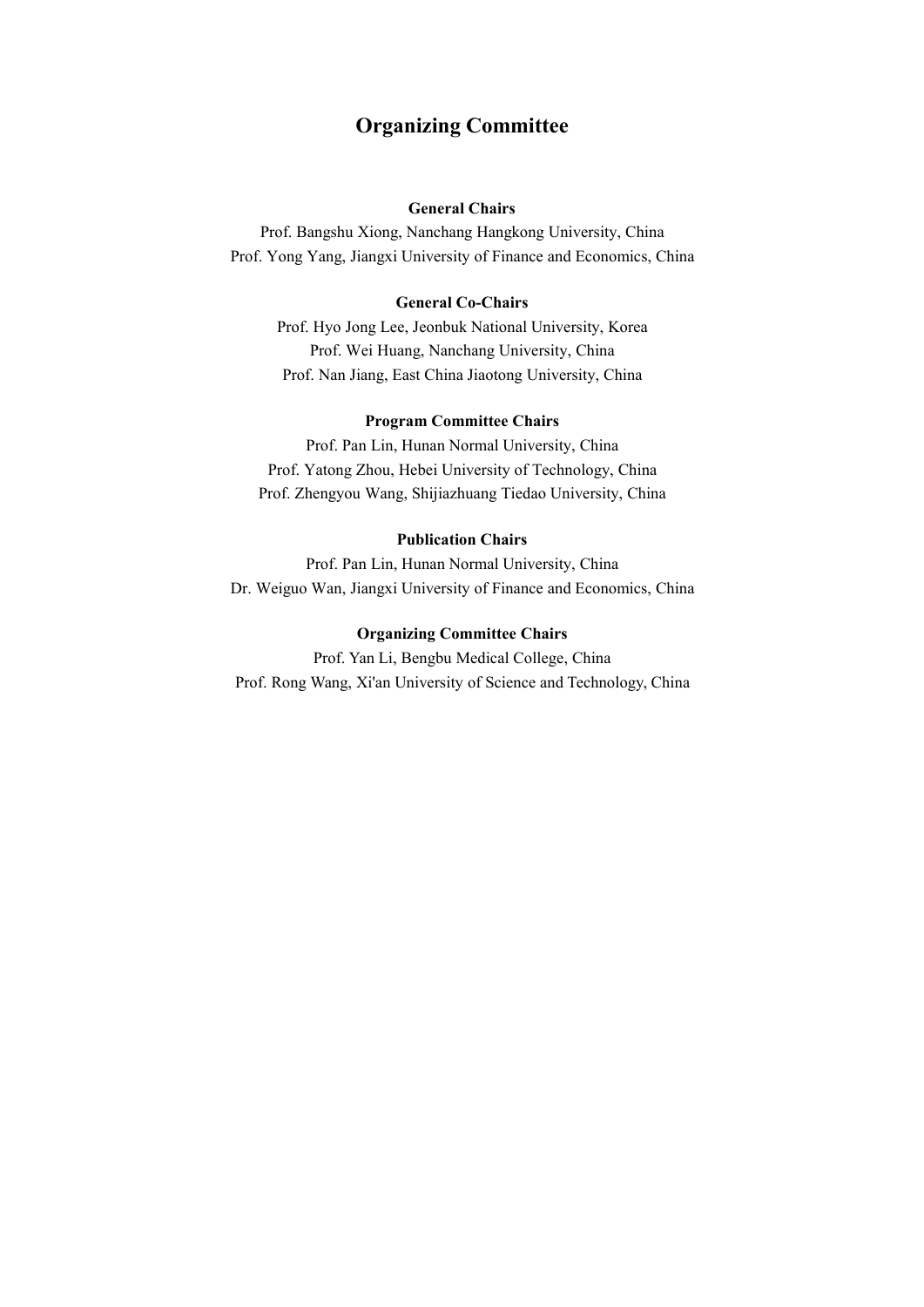# Organizing Committee

**General Chairs**

Prof. Bangshu Xiong, Nanchang Hangkong University, China
Prof. Yong Yang, Jiangxi University of Finance and Economics, China

**General Co-Chairs**

Prof. Hyo Jong Lee, Jeonbuk National University, Korea
Prof. Wei Huang, Nanchang University, China
Prof. Nan Jiang, East China Jiaotong University, China

**Program Committee Chairs**

Prof. Pan Lin, Hunan Normal University, China
Prof. Yatong Zhou, Hebei University of Technology, China
Prof. Zhengyou Wang, Shijiazhuang Tiedao University, China

**Publication Chairs**

Prof. Pan Lin, Hunan Normal University, China
Dr. Weiguo Wan, Jiangxi University of Finance and Economics, China

**Organizing Committee Chairs**

Prof. Yan Li, Bengbu Medical College, China
Prof. Rong Wang, Xi'an University of Science and Technology, China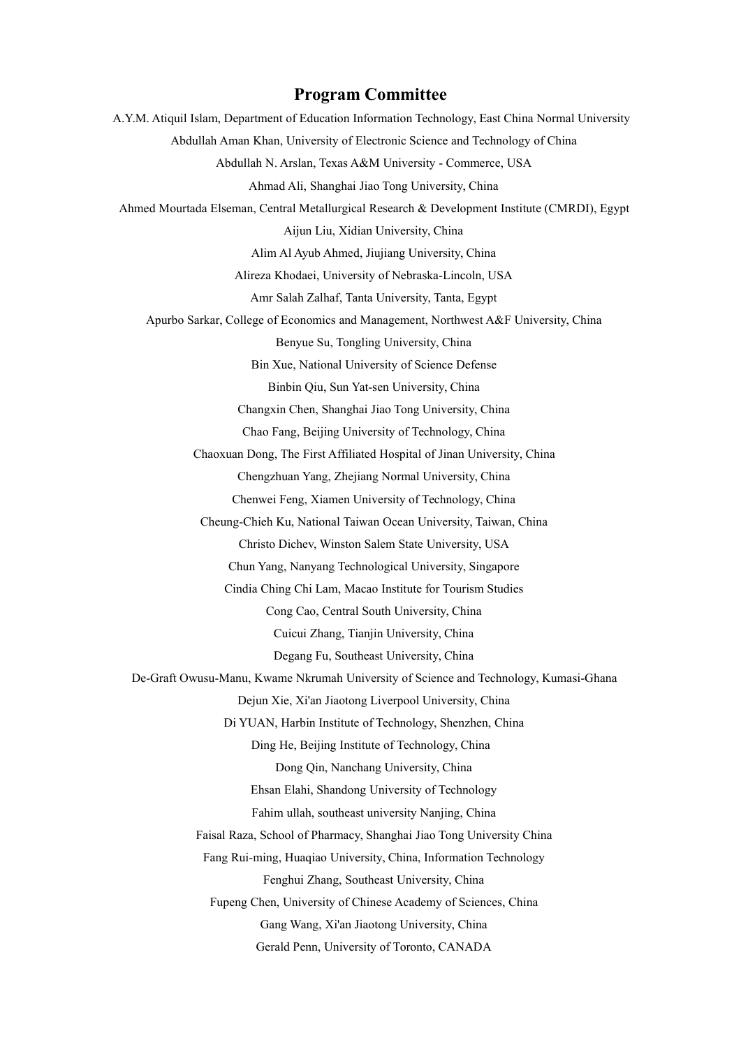## Program Committee

A.Y.M. Atiquil Islam, Department of Education Information Technology, East China Normal University

Abdullah Aman Khan, University of Electronic Science and Technology of China

Abdullah N. Arslan, Texas A&M University - Commerce, USA

Ahmad Ali, Shanghai Jiao Tong University, China

Ahmed Mourtada Elseman, Central Metallurgical Research & Development Institute (CMRDI), Egypt

Aijun Liu, Xidian University, China

Alim Al Ayub Ahmed, Jiujiang University, China

Alireza Khodaei, University of Nebraska-Lincoln, USA

Amr Salah Zalhaf, Tanta University, Tanta, Egypt

Apurbo Sarkar, College of Economics and Management, Northwest A&F University, China

Benyue Su, Tongling University, China

Bin Xue, National University of Science Defense

Binbin Qiu, Sun Yat-sen University, China

Changxin Chen, Shanghai Jiao Tong University, China

Chao Fang, Beijing University of Technology, China

Chaoxuan Dong, The First Affiliated Hospital of Jinan University, China

Chengzhuan Yang, Zhejiang Normal University, China

Chenwei Feng, Xiamen University of Technology, China

Cheung-Chieh Ku, National Taiwan Ocean University, Taiwan, China

Christo Dichev, Winston Salem State University, USA

Chun Yang, Nanyang Technological University, Singapore

Cindia Ching Chi Lam, Macao Institute for Tourism Studies

Cong Cao, Central South University, China

Cuicui Zhang, Tianjin University, China

Degang Fu, Southeast University, China

De-Graft Owusu-Manu, Kwame Nkrumah University of Science and Technology, Kumasi-Ghana

Dejun Xie, Xi'an Jiaotong Liverpool University, China

Di YUAN, Harbin Institute of Technology, Shenzhen, China

Ding He, Beijing Institute of Technology, China

Dong Qin, Nanchang University, China

Ehsan Elahi, Shandong University of Technology

Fahim ullah, southeast university Nanjing, China

Faisal Raza, School of Pharmacy, Shanghai Jiao Tong University China

Fang Rui-ming, Huaqiao University, China, Information Technology

Fenghui Zhang, Southeast University, China

Fupeng Chen, University of Chinese Academy of Sciences, China

Gang Wang, Xi'an Jiaotong University, China

Gerald Penn, University of Toronto, CANADA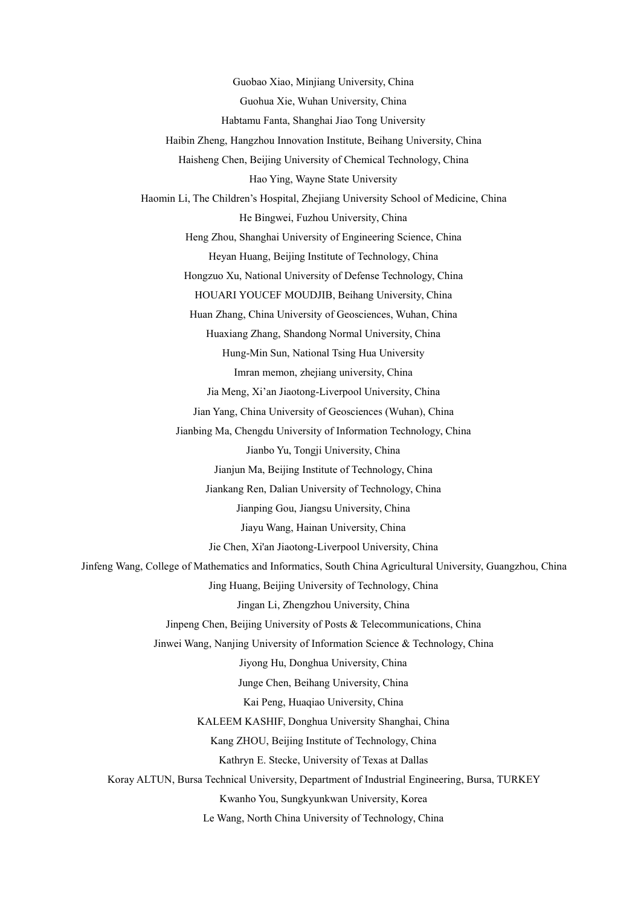Guobao Xiao, Minjiang University, China

Guohua Xie, Wuhan University, China

Habtamu Fanta, Shanghai Jiao Tong University

Haibin Zheng, Hangzhou Innovation Institute, Beihang University, China

Haisheng Chen, Beijing University of Chemical Technology, China

Hao Ying, Wayne State University

Haomin Li, The Children's Hospital, Zhejiang University School of Medicine, China

He Bingwei, Fuzhou University, China

Heng Zhou, Shanghai University of Engineering Science, China

Heyan Huang, Beijing Institute of Technology, China

Hongzuo Xu, National University of Defense Technology, China

HOUARI YOUCEF MOUDJIB, Beihang University, China

Huan Zhang, China University of Geosciences, Wuhan, China

Huaxiang Zhang, Shandong Normal University, China

Hung-Min Sun, National Tsing Hua University

Imran memon, zhejiang university, China

Jia Meng, Xi'an Jiaotong-Liverpool University, China

Jian Yang, China University of Geosciences (Wuhan), China

Jianbing Ma, Chengdu University of Information Technology, China

Jianbo Yu, Tongji University, China

Jianjun Ma, Beijing Institute of Technology, China

Jiankang Ren, Dalian University of Technology, China

Jianping Gou, Jiangsu University, China

Jiayu Wang, Hainan University, China

Jie Chen, Xi'an Jiaotong-Liverpool University, China

Jinfeng Wang, College of Mathematics and Informatics, South China Agricultural University, Guangzhou, China

Jing Huang, Beijing University of Technology, China

Jingan Li, Zhengzhou University, China

Jinpeng Chen, Beijing University of Posts & Telecommunications, China

Jinwei Wang, Nanjing University of Information Science & Technology, China

Jiyong Hu, Donghua University, China

Junge Chen, Beihang University, China

Kai Peng, Huaqiao University, China

KALEEM KASHIF, Donghua University Shanghai, China

Kang ZHOU, Beijing Institute of Technology, China

Kathryn E. Stecke, University of Texas at Dallas

Koray ALTUN, Bursa Technical University, Department of Industrial Engineering, Bursa, TURKEY

Kwanho You, Sungkyunkwan University, Korea

Le Wang, North China University of Technology, China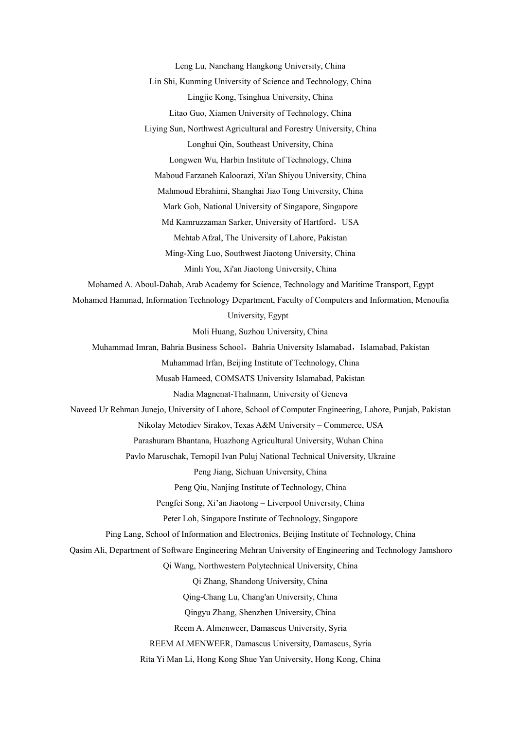Leng Lu, Nanchang Hangkong University, China

Lin Shi, Kunming University of Science and Technology, China

Lingjie Kong, Tsinghua University, China

Litao Guo, Xiamen University of Technology, China

Liying Sun, Northwest Agricultural and Forestry University, China

Longhui Qin, Southeast University, China

Longwen Wu, Harbin Institute of Technology, China

Maboud Farzaneh Kaloorazi, Xi'an Shiyou University, China

Mahmoud Ebrahimi, Shanghai Jiao Tong University, China

Mark Goh, National University of Singapore, Singapore

Md Kamruzzaman Sarker, University of Hartford，USA

Mehtab Afzal, The University of Lahore, Pakistan

Ming-Xing Luo, Southwest Jiaotong University, China

Minli You, Xi'an Jiaotong University, China

Mohamed A. Aboul-Dahab, Arab Academy for Science, Technology and Maritime Transport, Egypt

Mohamed Hammad, Information Technology Department, Faculty of Computers and Information, Menoufia University, Egypt

Moli Huang, Suzhou University, China

Muhammad Imran, Bahria Business School，Bahria University Islamabad，Islamabad, Pakistan

Muhammad Irfan, Beijing Institute of Technology, China

Musab Hameed, COMSATS University Islamabad, Pakistan

Nadia Magnenat-Thalmann, University of Geneva

Naveed Ur Rehman Junejo, University of Lahore, School of Computer Engineering, Lahore, Punjab, Pakistan

Nikolay Metodiev Sirakov, Texas A&M University – Commerce, USA

Parashuram Bhantana, Huazhong Agricultural University, Wuhan China

Pavlo Maruschak, Ternopil Ivan Puluj National Technical University, Ukraine

Peng Jiang, Sichuan University, China

Peng Qiu, Nanjing Institute of Technology, China

Pengfei Song, Xi'an Jiaotong – Liverpool University, China

Peter Loh, Singapore Institute of Technology, Singapore

Ping Lang, School of Information and Electronics, Beijing Institute of Technology, China

Qasim Ali, Department of Software Engineering Mehran University of Engineering and Technology Jamshoro

Qi Wang, Northwestern Polytechnical University, China

Qi Zhang, Shandong University, China

Qing-Chang Lu, Chang'an University, China

Qingyu Zhang, Shenzhen University, China

Reem A. Almenweer, Damascus University, Syria

REEM ALMENWEER, Damascus University, Damascus, Syria

Rita Yi Man Li, Hong Kong Shue Yan University, Hong Kong, China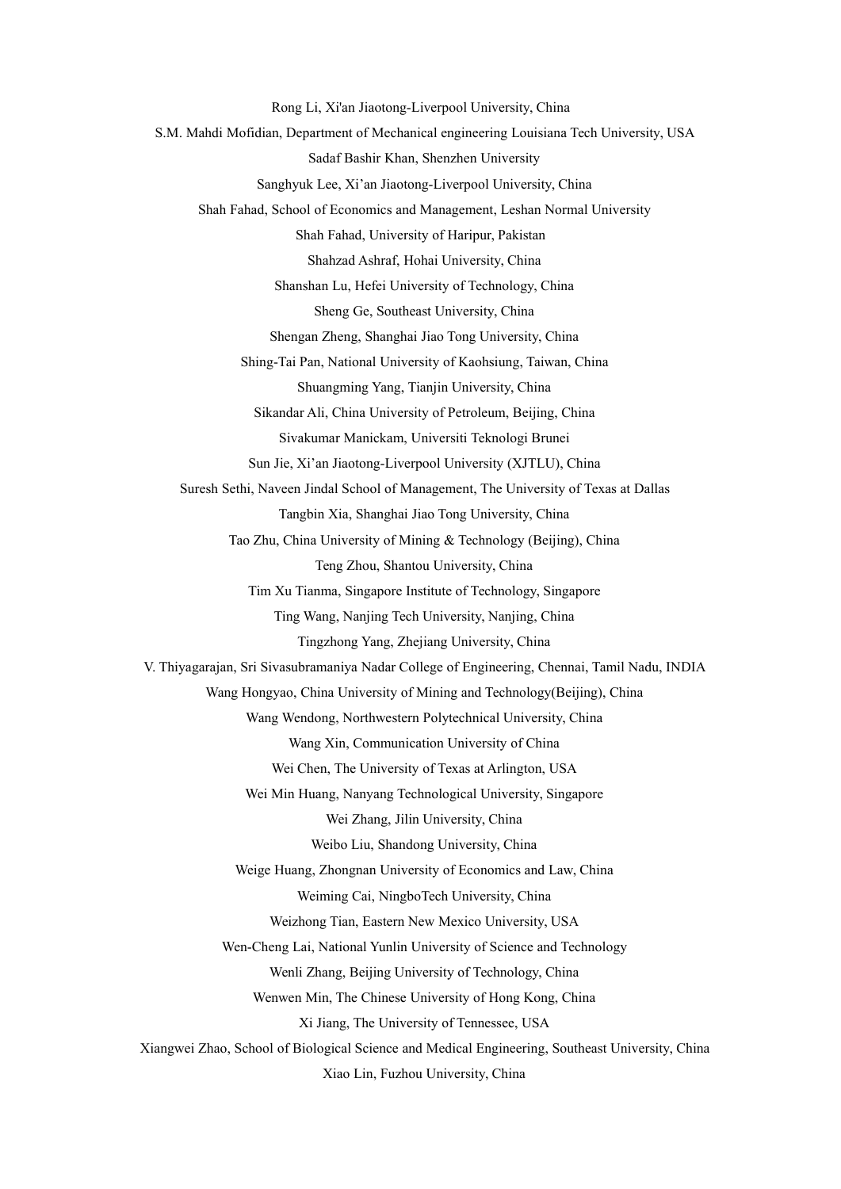Rong Li, Xi'an Jiaotong-Liverpool University, China

S.M. Mahdi Mofidian, Department of Mechanical engineering Louisiana Tech University, USA

Sadaf Bashir Khan, Shenzhen University

Sanghyuk Lee, Xi'an Jiaotong-Liverpool University, China

Shah Fahad, School of Economics and Management, Leshan Normal University

Shah Fahad, University of Haripur, Pakistan

Shahzad Ashraf, Hohai University, China

Shanshan Lu, Hefei University of Technology, China

Sheng Ge, Southeast University, China

Shengan Zheng, Shanghai Jiao Tong University, China

Shing-Tai Pan, National University of Kaohsiung, Taiwan, China

Shuangming Yang, Tianjin University, China

Sikandar Ali, China University of Petroleum, Beijing, China

Sivakumar Manickam, Universiti Teknologi Brunei

Sun Jie, Xi'an Jiaotong-Liverpool University (XJTLU), China

Suresh Sethi, Naveen Jindal School of Management, The University of Texas at Dallas

Tangbin Xia, Shanghai Jiao Tong University, China

Tao Zhu, China University of Mining & Technology (Beijing), China

Teng Zhou, Shantou University, China

Tim Xu Tianma, Singapore Institute of Technology, Singapore

Ting Wang, Nanjing Tech University, Nanjing, China

Tingzhong Yang, Zhejiang University, China

V. Thiyagarajan, Sri Sivasubramaniya Nadar College of Engineering, Chennai, Tamil Nadu, INDIA

Wang Hongyao, China University of Mining and Technology(Beijing), China

Wang Wendong, Northwestern Polytechnical University, China

Wang Xin, Communication University of China

Wei Chen, The University of Texas at Arlington, USA

Wei Min Huang, Nanyang Technological University, Singapore

Wei Zhang, Jilin University, China

Weibo Liu, Shandong University, China

Weige Huang, Zhongnan University of Economics and Law, China

Weiming Cai, NingboTech University, China

Weizhong Tian, Eastern New Mexico University, USA

Wen-Cheng Lai, National Yunlin University of Science and Technology

Wenli Zhang, Beijing University of Technology, China

Wenwen Min, The Chinese University of Hong Kong, China

Xi Jiang, The University of Tennessee, USA

Xiangwei Zhao, School of Biological Science and Medical Engineering, Southeast University, China

Xiao Lin, Fuzhou University, China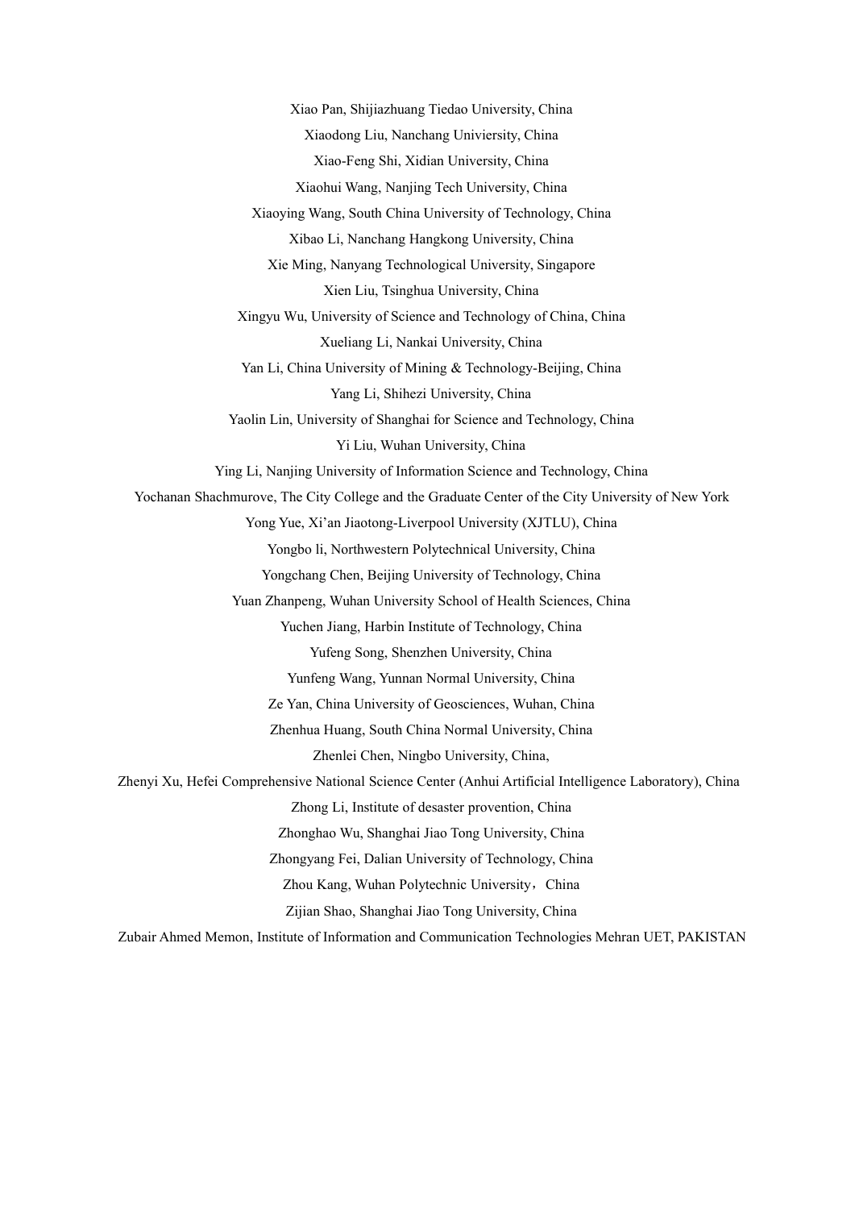Xiao Pan, Shijiazhuang Tiedao University, China

Xiaodong Liu, Nanchang Univiersity, China

Xiao-Feng Shi, Xidian University, China

Xiaohui Wang, Nanjing Tech University, China

Xiaoying Wang, South China University of Technology, China

Xibao Li, Nanchang Hangkong University, China

Xie Ming, Nanyang Technological University, Singapore

Xien Liu, Tsinghua University, China

Xingyu Wu, University of Science and Technology of China, China

Xueliang Li, Nankai University, China

Yan Li, China University of Mining & Technology-Beijing, China

Yang Li, Shihezi University, China

Yaolin Lin, University of Shanghai for Science and Technology, China

Yi Liu, Wuhan University, China

Ying Li, Nanjing University of Information Science and Technology, China

Yochanan Shachmurove, The City College and the Graduate Center of the City University of New York

Yong Yue, Xi'an Jiaotong-Liverpool University (XJTLU), China

Yongbo li, Northwestern Polytechnical University, China

Yongchang Chen, Beijing University of Technology, China

Yuan Zhanpeng, Wuhan University School of Health Sciences, China

Yuchen Jiang, Harbin Institute of Technology, China

Yufeng Song, Shenzhen University, China

Yunfeng Wang, Yunnan Normal University, China

Ze Yan, China University of Geosciences, Wuhan, China

Zhenhua Huang, South China Normal University, China

Zhenlei Chen, Ningbo University, China,

Zhenyi Xu, Hefei Comprehensive National Science Center (Anhui Artificial Intelligence Laboratory), China

Zhong Li, Institute of desaster provention, China

Zhonghao Wu, Shanghai Jiao Tong University, China

Zhongyang Fei, Dalian University of Technology, China

Zhou Kang, Wuhan Polytechnic University，China

Zijian Shao, Shanghai Jiao Tong University, China

Zubair Ahmed Memon, Institute of Information and Communication Technologies Mehran UET, PAKISTAN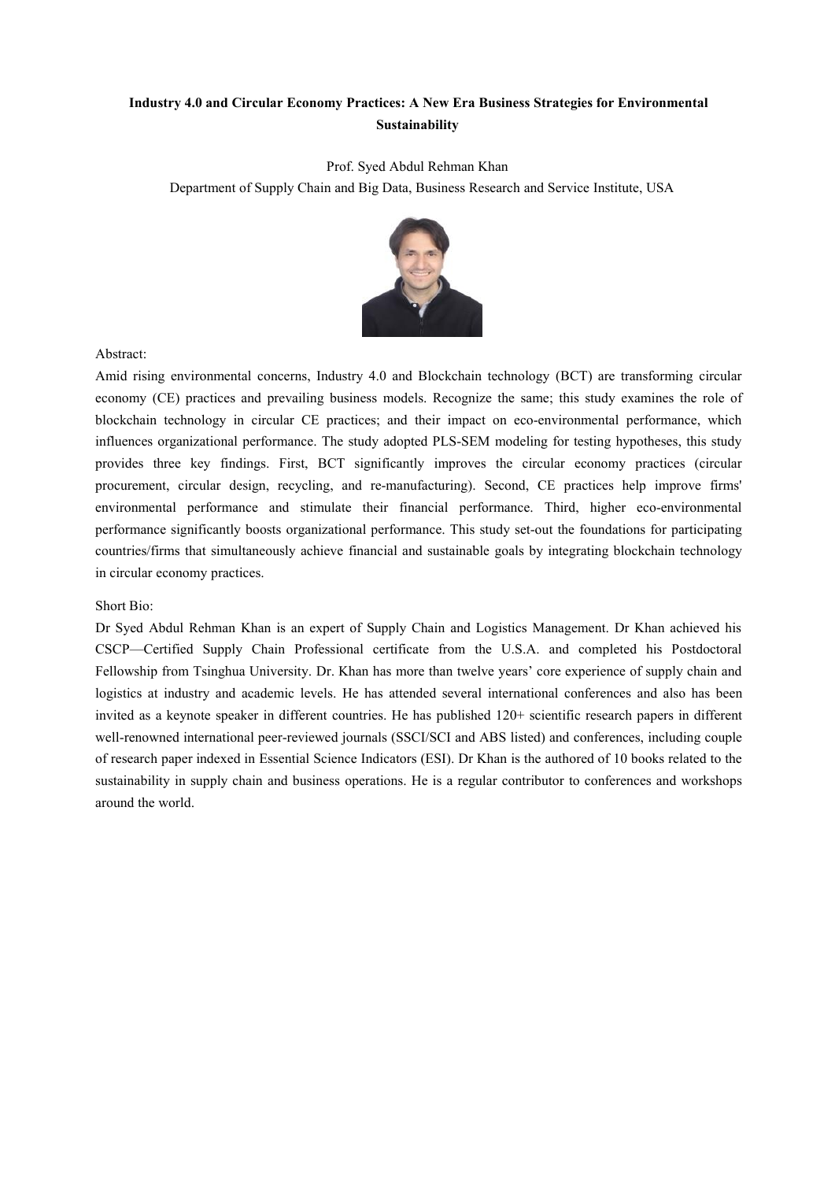**Industry 4.0 and Circular Economy Practices: A New Era Business Strategies for Environmental Sustainability**

Prof. Syed Abdul Rehman Khan

Department of Supply Chain and Big Data, Business Research and Service Institute, USA

Abstract:

Amid rising environmental concerns, Industry 4.0 and Blockchain technology (BCT) are transforming circular economy (CE) practices and prevailing business models. Recognize the same; this study examines the role of blockchain technology in circular CE practices; and their impact on eco-environmental performance, which influences organizational performance. The study adopted PLS-SEM modeling for testing hypotheses, this study provides three key findings. First, BCT significantly improves the circular economy practices (circular procurement, circular design, recycling, and re-manufacturing). Second, CE practices help improve firms' environmental performance and stimulate their financial performance. Third, higher eco-environmental performance significantly boosts organizational performance. This study set-out the foundations for participating countries/firms that simultaneously achieve financial and sustainable goals by integrating blockchain technology in circular economy practices.

Short Bio:

Dr Syed Abdul Rehman Khan is an expert of Supply Chain and Logistics Management. Dr Khan achieved his CSCP—Certified Supply Chain Professional certificate from the U.S.A. and completed his Postdoctoral Fellowship from Tsinghua University. Dr. Khan has more than twelve years' core experience of supply chain and logistics at industry and academic levels. He has attended several international conferences and also has been invited as a keynote speaker in different countries. He has published 120+ scientific research papers in different well-renowned international peer-reviewed journals (SSCI/SCI and ABS listed) and conferences, including couple of research paper indexed in Essential Science Indicators (ESI). Dr Khan is the authored of 10 books related to the sustainability in supply chain and business operations. He is a regular contributor to conferences and workshops around the world.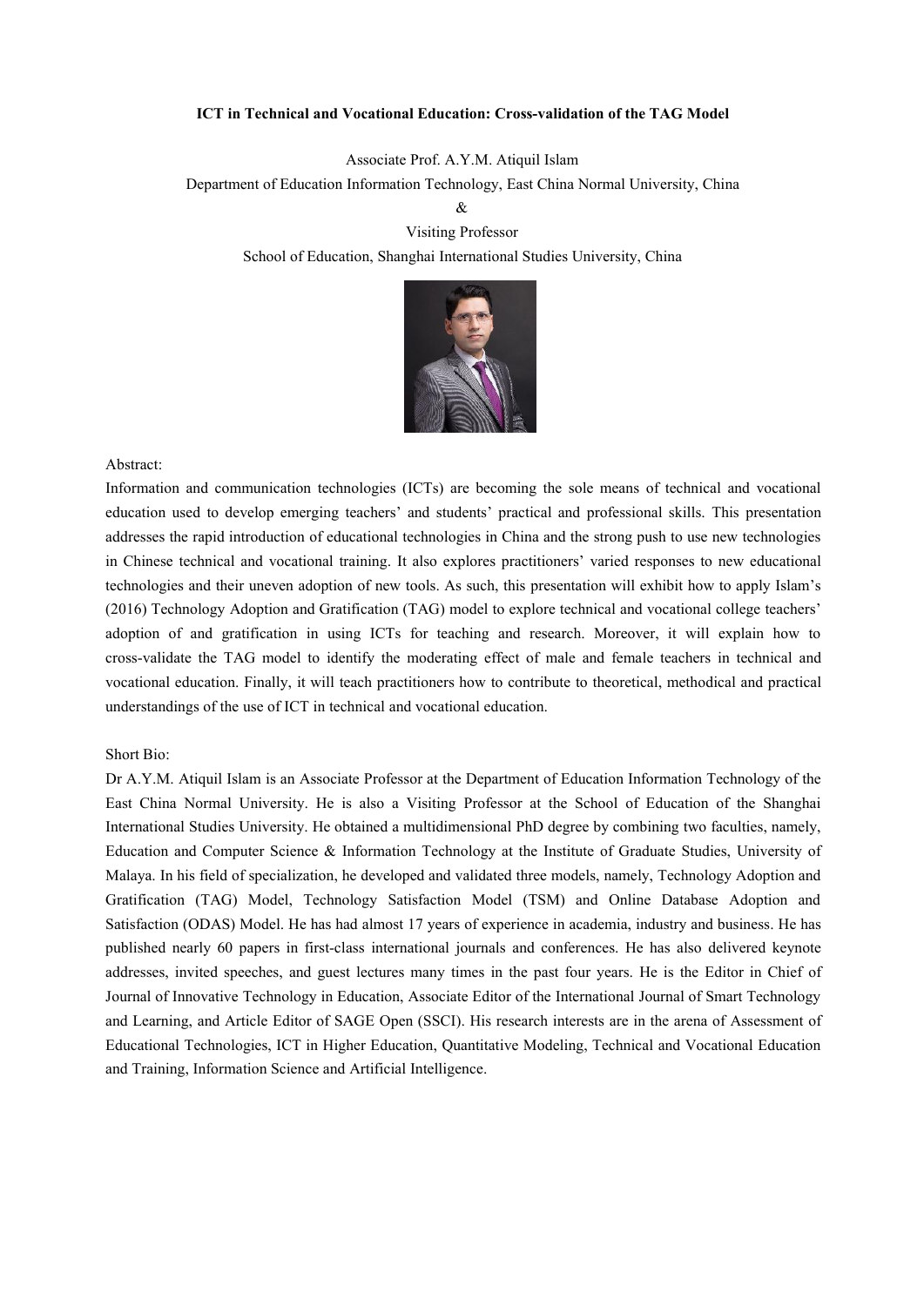**ICT in Technical and Vocational Education: Cross-validation of the TAG Model**

Associate Prof. A.Y.M. Atiquil Islam

Department of Education Information Technology, East China Normal University, China

&

Visiting Professor

School of Education, Shanghai International Studies University, China

Abstract:

Information and communication technologies (ICTs) are becoming the sole means of technical and vocational education used to develop emerging teachers' and students' practical and professional skills. This presentation addresses the rapid introduction of educational technologies in China and the strong push to use new technologies in Chinese technical and vocational training. It also explores practitioners' varied responses to new educational technologies and their uneven adoption of new tools. As such, this presentation will exhibit how to apply Islam's (2016) Technology Adoption and Gratification (TAG) model to explore technical and vocational college teachers' adoption of and gratification in using ICTs for teaching and research. Moreover, it will explain how to cross-validate the TAG model to identify the moderating effect of male and female teachers in technical and vocational education. Finally, it will teach practitioners how to contribute to theoretical, methodical and practical understandings of the use of ICT in technical and vocational education.

Short Bio:

Dr A.Y.M. Atiquil Islam is an Associate Professor at the Department of Education Information Technology of the East China Normal University. He is also a Visiting Professor at the School of Education of the Shanghai International Studies University. He obtained a multidimensional PhD degree by combining two faculties, namely, Education and Computer Science & Information Technology at the Institute of Graduate Studies, University of Malaya. In his field of specialization, he developed and validated three models, namely, Technology Adoption and Gratification (TAG) Model, Technology Satisfaction Model (TSM) and Online Database Adoption and Satisfaction (ODAS) Model. He has had almost 17 years of experience in academia, industry and business. He has published nearly 60 papers in first-class international journals and conferences. He has also delivered keynote addresses, invited speeches, and guest lectures many times in the past four years. He is the Editor in Chief of Journal of Innovative Technology in Education, Associate Editor of the International Journal of Smart Technology and Learning, and Article Editor of SAGE Open (SSCI). His research interests are in the arena of Assessment of Educational Technologies, ICT in Higher Education, Quantitative Modeling, Technical and Vocational Education and Training, Information Science and Artificial Intelligence.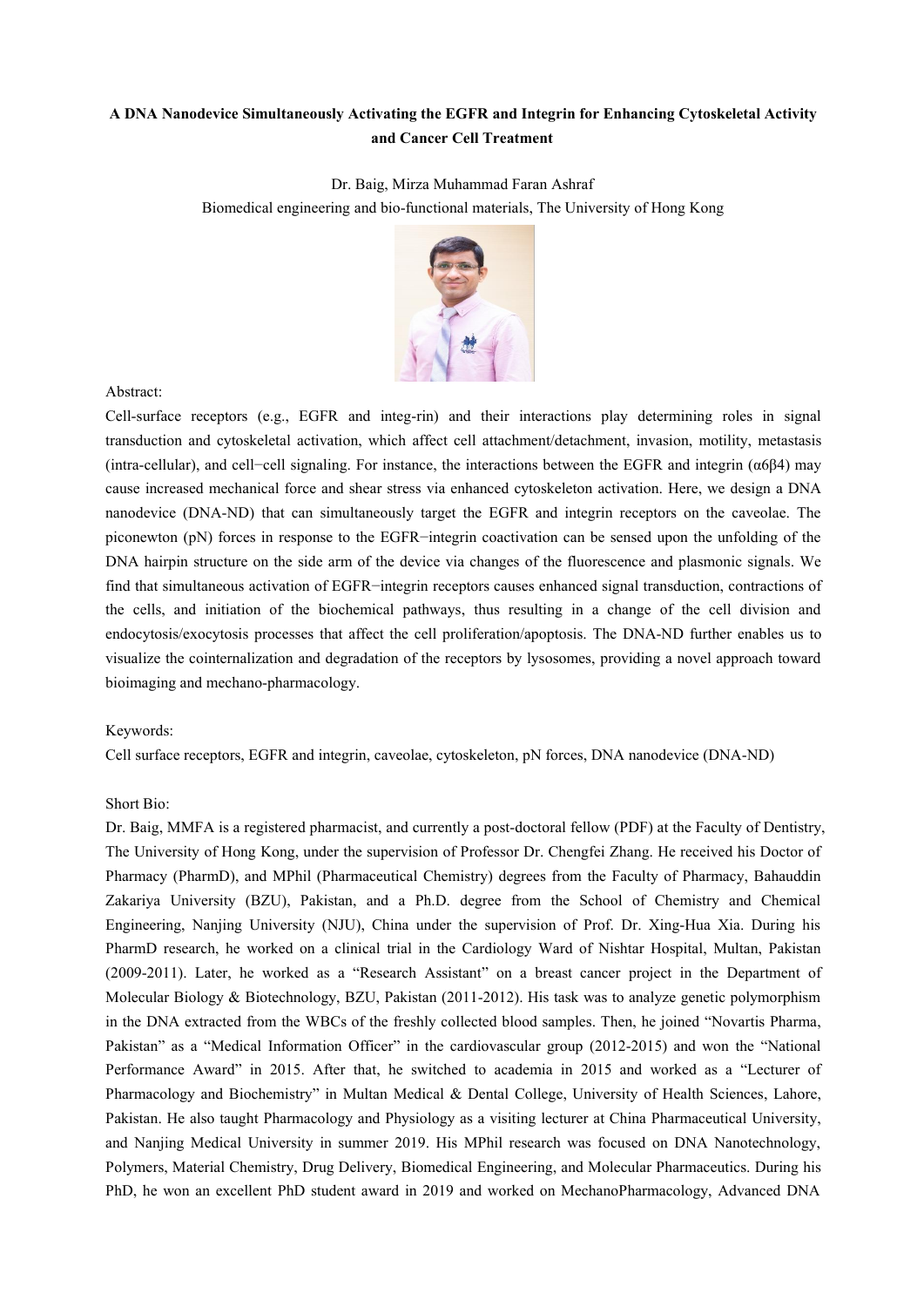**A DNA Nanodevice Simultaneously Activating the EGFR and Integrin for Enhancing Cytoskeletal Activity and Cancer Cell Treatment**

Dr. Baig, Mirza Muhammad Faran Ashraf

Biomedical engineering and bio-functional materials, The University of Hong Kong

Abstract:

Cell-surface receptors (e.g., EGFR and integ-rin) and their interactions play determining roles in signal transduction and cytoskeletal activation, which affect cell attachment/detachment, invasion, motility, metastasis (intra-cellular), and cell−cell signaling. For instance, the interactions between the EGFR and integrin (α6β4) may cause increased mechanical force and shear stress via enhanced cytoskeleton activation. Here, we design a DNA nanodevice (DNA-ND) that can simultaneously target the EGFR and integrin receptors on the caveolae. The piconewton (pN) forces in response to the EGFR−integrin coactivation can be sensed upon the unfolding of the DNA hairpin structure on the side arm of the device via changes of the fluorescence and plasmonic signals. We find that simultaneous activation of EGFR−integrin receptors causes enhanced signal transduction, contractions of the cells, and initiation of the biochemical pathways, thus resulting in a change of the cell division and endocytosis/exocytosis processes that affect the cell proliferation/apoptosis. The DNA-ND further enables us to visualize the cointernalization and degradation of the receptors by lysosomes, providing a novel approach toward bioimaging and mechano-pharmacology.

Keywords:

Cell surface receptors, EGFR and integrin, caveolae, cytoskeleton, pN forces, DNA nanodevice (DNA-ND)

Short Bio:

Dr. Baig, MMFA is a registered pharmacist, and currently a post-doctoral fellow (PDF) at the Faculty of Dentistry, The University of Hong Kong, under the supervision of Professor Dr. Chengfei Zhang. He received his Doctor of Pharmacy (PharmD), and MPhil (Pharmaceutical Chemistry) degrees from the Faculty of Pharmacy, Bahauddin Zakariya University (BZU), Pakistan, and a Ph.D. degree from the School of Chemistry and Chemical Engineering, Nanjing University (NJU), China under the supervision of Prof. Dr. Xing-Hua Xia. During his PharmD research, he worked on a clinical trial in the Cardiology Ward of Nishtar Hospital, Multan, Pakistan (2009-2011). Later, he worked as a "Research Assistant" on a breast cancer project in the Department of Molecular Biology & Biotechnology, BZU, Pakistan (2011-2012). His task was to analyze genetic polymorphism in the DNA extracted from the WBCs of the freshly collected blood samples. Then, he joined "Novartis Pharma, Pakistan" as a "Medical Information Officer" in the cardiovascular group (2012-2015) and won the "National Performance Award" in 2015. After that, he switched to academia in 2015 and worked as a "Lecturer of Pharmacology and Biochemistry" in Multan Medical & Dental College, University of Health Sciences, Lahore, Pakistan. He also taught Pharmacology and Physiology as a visiting lecturer at China Pharmaceutical University, and Nanjing Medical University in summer 2019. His MPhil research was focused on DNA Nanotechnology, Polymers, Material Chemistry, Drug Delivery, Biomedical Engineering, and Molecular Pharmaceutics. During his PhD, he won an excellent PhD student award in 2019 and worked on MechanoPharmacology, Advanced DNA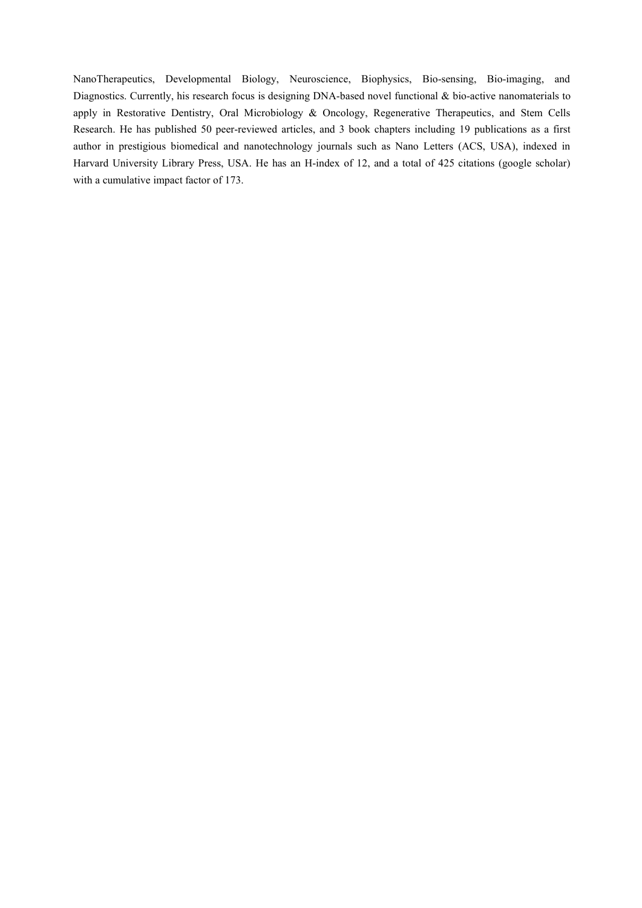NanoTherapeutics, Developmental Biology, Neuroscience, Biophysics, Bio-sensing, Bio-imaging, and Diagnostics. Currently, his research focus is designing DNA-based novel functional & bio-active nanomaterials to apply in Restorative Dentistry, Oral Microbiology & Oncology, Regenerative Therapeutics, and Stem Cells Research. He has published 50 peer-reviewed articles, and 3 book chapters including 19 publications as a first author in prestigious biomedical and nanotechnology journals such as Nano Letters (ACS, USA), indexed in Harvard University Library Press, USA. He has an H-index of 12, and a total of 425 citations (google scholar) with a cumulative impact factor of 173.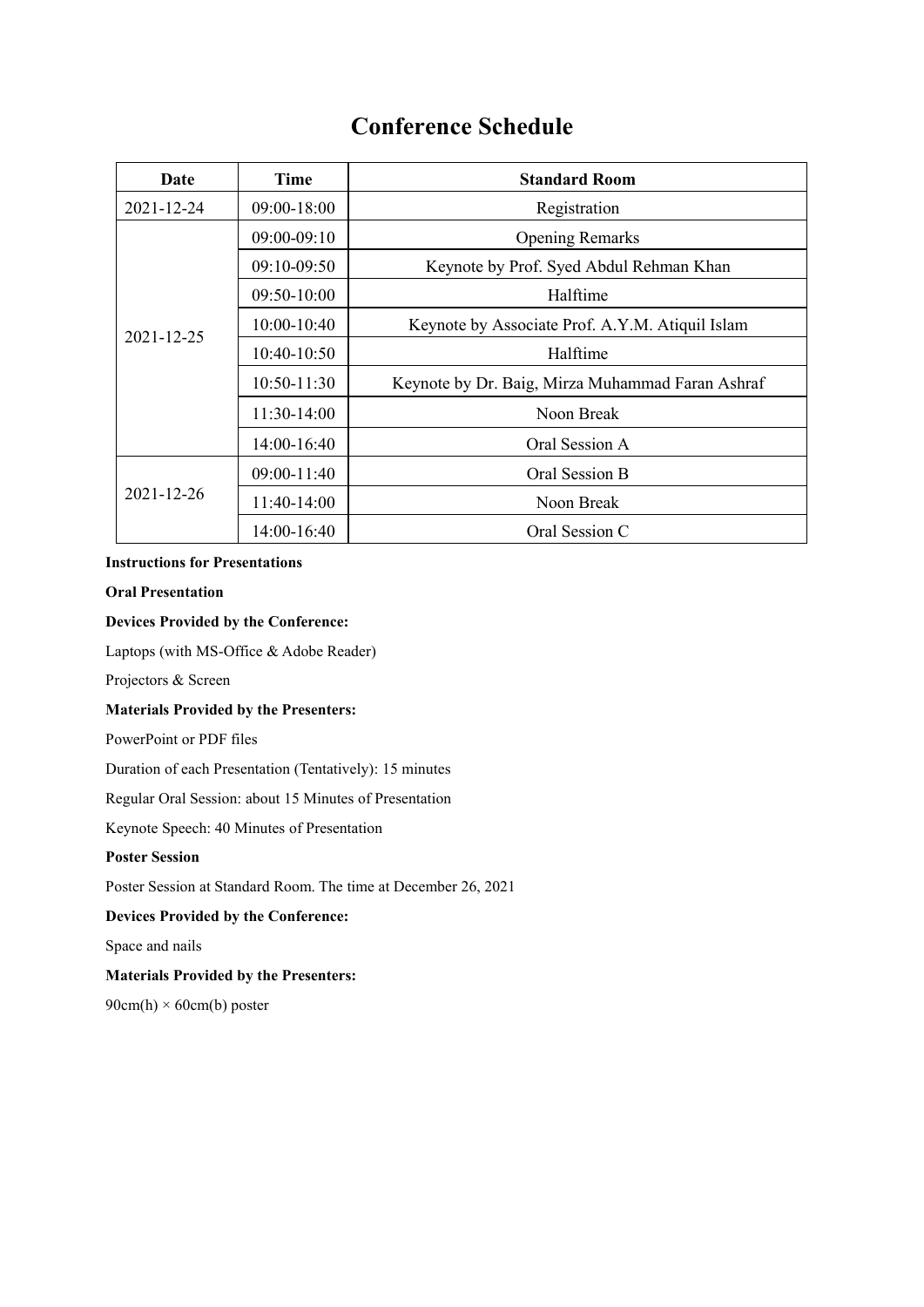# Conference Schedule

| Date | Time | Standard Room |
|---|---|---|
| 2021-12-24 | 09:00-18:00 | Registration |
| 2021-12-25 | 09:00-09:10 | Opening Remarks |
| | 09:10-09:50 | Keynote by Prof. Syed Abdul Rehman Khan |
| | 09:50-10:00 | Halftime |
| | 10:00-10:40 | Keynote by Associate Prof. A.Y.M. Atiquil Islam |
| | 10:40-10:50 | Halftime |
| | 10:50-11:30 | Keynote by Dr. Baig, Mirza Muhammad Faran Ashraf |
| | 11:30-14:00 | Noon Break |
| | 14:00-16:40 | Oral Session A |
| 2021-12-26 | 09:00-11:40 | Oral Session B |
| | 11:40-14:00 | Noon Break |
| | 14:00-16:40 | Oral Session C |

**Instructions for Presentations**

**Oral Presentation**

**Devices Provided by the Conference:**

Laptops (with MS-Office & Adobe Reader)

Projectors & Screen

**Materials Provided by the Presenters:**

PowerPoint or PDF files

Duration of each Presentation (Tentatively): 15 minutes

Regular Oral Session: about 15 Minutes of Presentation

Keynote Speech: 40 Minutes of Presentation

**Poster Session**

Poster Session at Standard Room. The time at December 26, 2021

**Devices Provided by the Conference:**

Space and nails

**Materials Provided by the Presenters:**

90cm(h) × 60cm(b) poster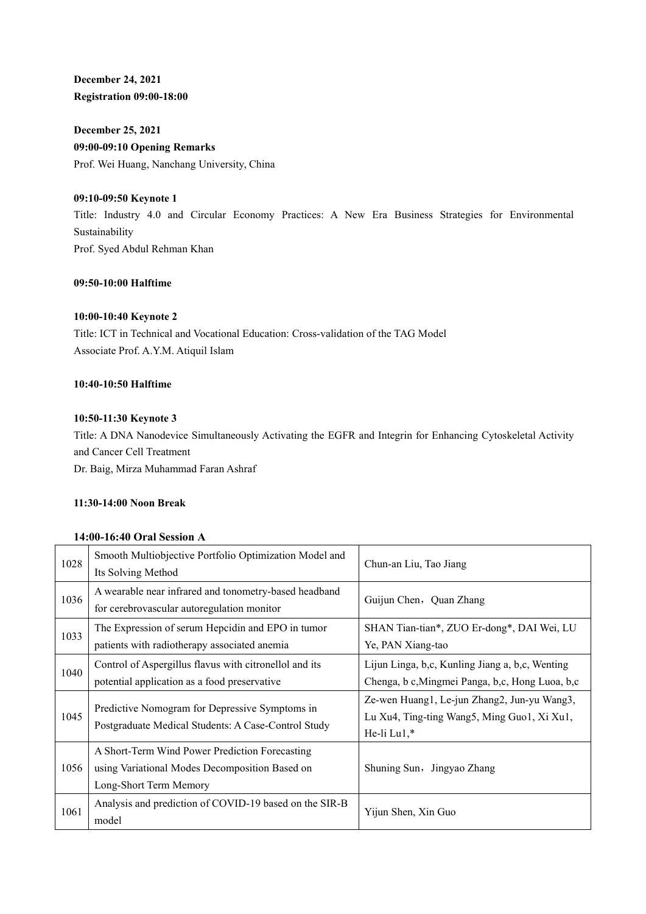**December 24, 2021**
**Registration 09:00-18:00**

**December 25, 2021**
**09:00-09:10 Opening Remarks**
Prof. Wei Huang, Nanchang University, China

**09:10-09:50 Keynote 1**
Title: Industry 4.0 and Circular Economy Practices: A New Era Business Strategies for Environmental Sustainability
Prof. Syed Abdul Rehman Khan

**09:50-10:00 Halftime**

**10:00-10:40 Keynote 2**
Title: ICT in Technical and Vocational Education: Cross-validation of the TAG Model
Associate Prof. A.Y.M. Atiquil Islam

**10:40-10:50 Halftime**

**10:50-11:30 Keynote 3**
Title: A DNA Nanodevice Simultaneously Activating the EGFR and Integrin for Enhancing Cytoskeletal Activity and Cancer Cell Treatment
Dr. Baig, Mirza Muhammad Faran Ashraf

**11:30-14:00 Noon Break**

**14:00-16:40 Oral Session A**

| | | |
|---|---|---|
| 1028 | Smooth Multiobjective Portfolio Optimization Model and Its Solving Method | Chun-an Liu, Tao Jiang |
| 1036 | A wearable near infrared and tonometry-based headband for cerebrovascular autoregulation monitor | Guijun Chen，Quan Zhang |
| 1033 | The Expression of serum Hepcidin and EPO in tumor patients with radiotherapy associated anemia | SHAN Tian-tian*, ZUO Er-dong*, DAI Wei, LU Ye, PAN Xiang-tao |
| 1040 | Control of Aspergillus flavus with citronellol and its potential application as a food preservative | Lijun Linga, b,c, Kunling Jiang a, b,c, Wenting Chenga, b c,Mingmei Panga, b,c, Hong Luoa, b,c |
| 1045 | Predictive Nomogram for Depressive Symptoms in Postgraduate Medical Students: A Case-Control Study | Ze-wen Huang1, Le-jun Zhang2, Jun-yu Wang3, Lu Xu4, Ting-ting Wang5, Ming Guo1, Xi Xu1, He-li Lu1,* |
| 1056 | A Short-Term Wind Power Prediction Forecasting using Variational Modes Decomposition Based on Long-Short Term Memory | Shuning Sun，Jingyao Zhang |
| 1061 | Analysis and prediction of COVID-19 based on the SIR-B model | Yijun Shen, Xin Guo |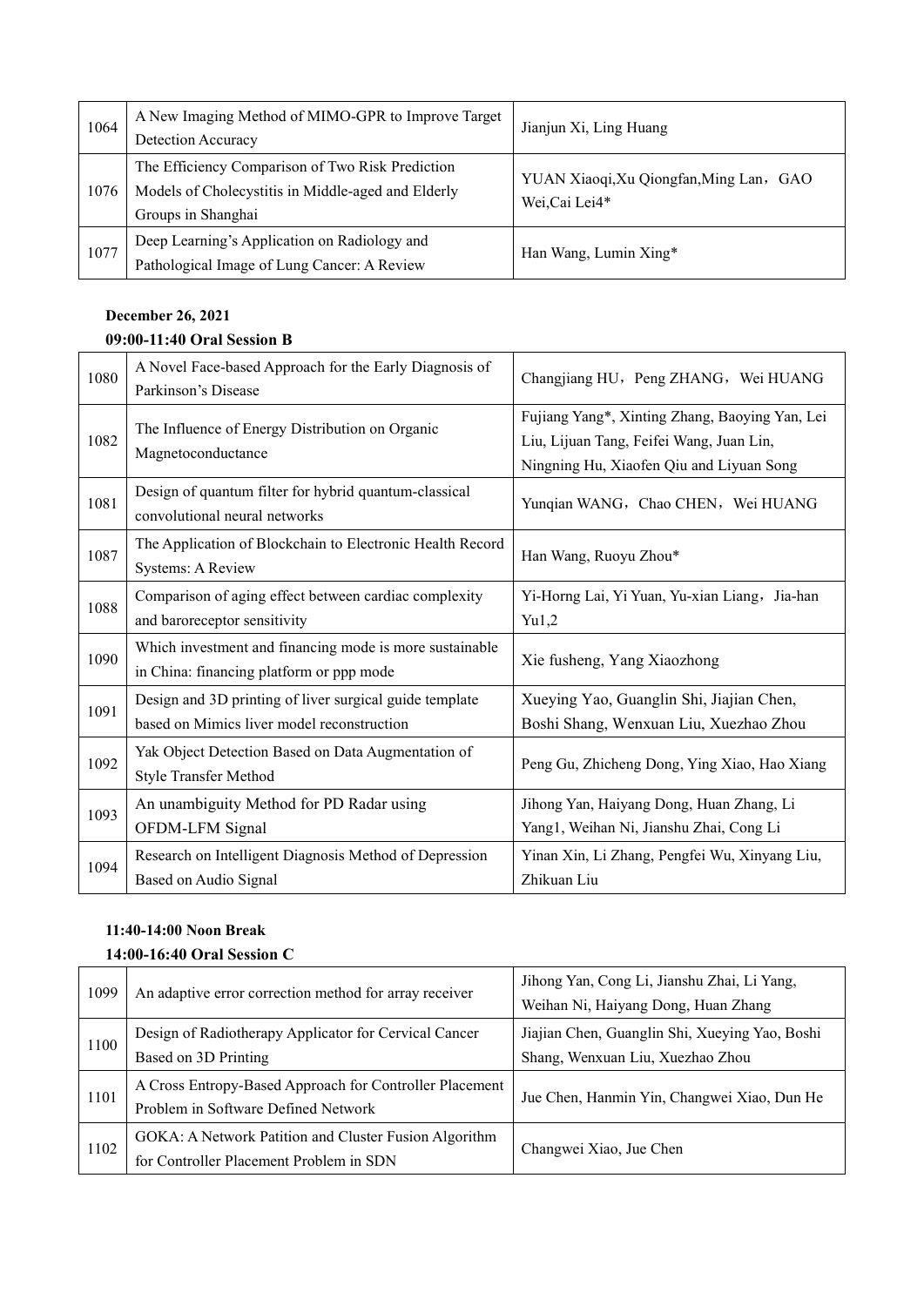| | | |
|---|---|---|
| 1064 | A New Imaging Method of MIMO-GPR to Improve Target Detection Accuracy | Jianjun Xi, Ling Huang |
| 1076 | The Efficiency Comparison of Two Risk Prediction Models of Cholecystitis in Middle-aged and Elderly Groups in Shanghai | YUAN Xiaoqi,Xu Qiongfan,Ming Lan，GAO Wei,Cai Lei4* |
| 1077 | Deep Learning's Application on Radiology and Pathological Image of Lung Cancer: A Review | Han Wang, Lumin Xing* |

**December 26, 2021**

**09:00-11:40 Oral Session B**

| | | |
|---|---|---|
| 1080 | A Novel Face-based Approach for the Early Diagnosis of Parkinson's Disease | Changjiang HU，Peng ZHANG，Wei HUANG |
| 1082 | The Influence of Energy Distribution on Organic Magnetoconductance | Fujiang Yang*, Xinting Zhang, Baoying Yan, Lei Liu, Lijuan Tang, Feifei Wang, Juan Lin, Ningning Hu, Xiaofen Qiu and Liyuan Song |
| 1081 | Design of quantum filter for hybrid quantum-classical convolutional neural networks | Yunqian WANG，Chao CHEN，Wei HUANG |
| 1087 | The Application of Blockchain to Electronic Health Record Systems: A Review | Han Wang, Ruoyu Zhou* |
| 1088 | Comparison of aging effect between cardiac complexity and baroreceptor sensitivity | Yi-Horng Lai, Yi Yuan, Yu-xian Liang，Jia-han Yu1,2 |
| 1090 | Which investment and financing mode is more sustainable in China: financing platform or ppp mode | Xie fusheng, Yang Xiaozhong |
| 1091 | Design and 3D printing of liver surgical guide template based on Mimics liver model reconstruction | Xueying Yao, Guanglin Shi, Jiajian Chen, Boshi Shang, Wenxuan Liu, Xuezhao Zhou |
| 1092 | Yak Object Detection Based on Data Augmentation of Style Transfer Method | Peng Gu, Zhicheng Dong, Ying Xiao, Hao Xiang |
| 1093 | An unambiguity Method for PD Radar using OFDM-LFM Signal | Jihong Yan, Haiyang Dong, Huan Zhang, Li Yang1, Weihan Ni, Jianshu Zhai, Cong Li |
| 1094 | Research on Intelligent Diagnosis Method of Depression Based on Audio Signal | Yinan Xin, Li Zhang, Pengfei Wu, Xinyang Liu, Zhikuan Liu |

**11:40-14:00 Noon Break**

**14:00-16:40 Oral Session C**

| | | |
|---|---|---|
| 1099 | An adaptive error correction method for array receiver | Jihong Yan, Cong Li, Jianshu Zhai, Li Yang, Weihan Ni, Haiyang Dong, Huan Zhang |
| 1100 | Design of Radiotherapy Applicator for Cervical Cancer Based on 3D Printing | Jiajian Chen, Guanglin Shi, Xueying Yao, Boshi Shang, Wenxuan Liu, Xuezhao Zhou |
| 1101 | A Cross Entropy-Based Approach for Controller Placement Problem in Software Defined Network | Jue Chen, Hanmin Yin, Changwei Xiao, Dun He |
| 1102 | GOKA: A Network Patition and Cluster Fusion Algorithm for Controller Placement Problem in SDN | Changwei Xiao, Jue Chen |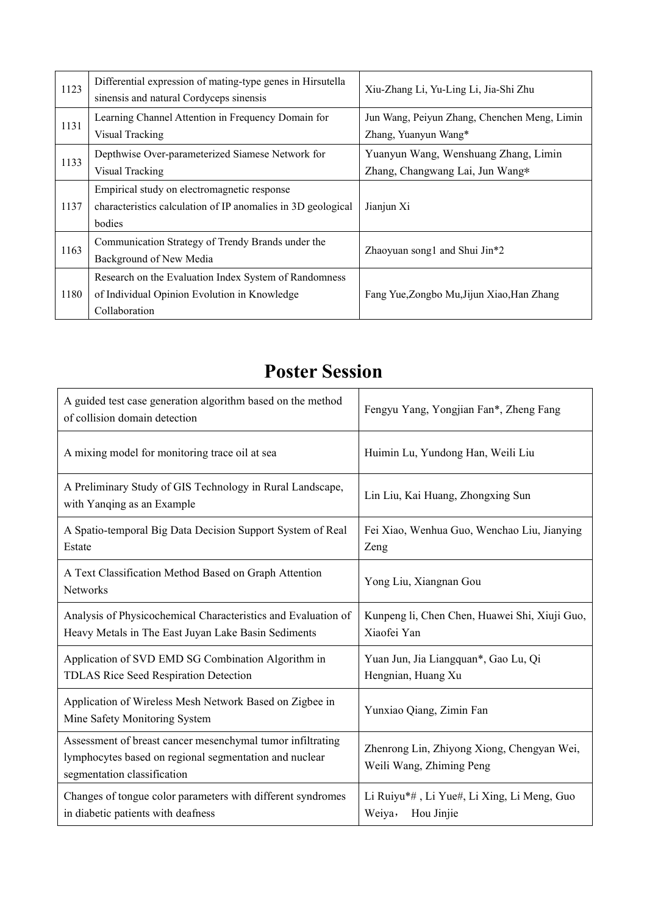| 1123 | Differential expression of mating-type genes in Hirsutella sinensis and natural Cordyceps sinensis | Xiu-Zhang Li, Yu-Ling Li, Jia-Shi Zhu |
|---|---|---|
| 1131 | Learning Channel Attention in Frequency Domain for Visual Tracking | Jun Wang, Peiyun Zhang, Chenchen Meng, Limin Zhang, Yuanyun Wang* |
| 1133 | Depthwise Over-parameterized Siamese Network for Visual Tracking | Yuanyun Wang, Wenshuang Zhang, Limin Zhang, Changwang Lai, Jun Wang* |
| 1137 | Empirical study on electromagnetic response characteristics calculation of IP anomalies in 3D geological bodies | Jianjun Xi |
| 1163 | Communication Strategy of Trendy Brands under the Background of New Media | Zhaoyuan song1 and Shui Jin*2 |
| 1180 | Research on the Evaluation Index System of Randomness of Individual Opinion Evolution in Knowledge Collaboration | Fang Yue,Zongbo Mu,Jijun Xiao,Han Zhang |

# Poster Session

| Title | Authors |
|---|---|
| A guided test case generation algorithm based on the method of collision domain detection | Fengyu Yang, Yongjian Fan*, Zheng Fang |
| A mixing model for monitoring trace oil at sea | Huimin Lu, Yundong Han, Weili Liu |
| A Preliminary Study of GIS Technology in Rural Landscape, with Yanqing as an Example | Lin Liu, Kai Huang, Zhongxing Sun |
| A Spatio-temporal Big Data Decision Support System of Real Estate | Fei Xiao, Wenhua Guo, Wenchao Liu, Jianying Zeng |
| A Text Classification Method Based on Graph Attention Networks | Yong Liu, Xiangnan Gou |
| Analysis of Physicochemical Characteristics and Evaluation of Heavy Metals in The East Juyan Lake Basin Sediments | Kunpeng li, Chen Chen, Huawei Shi, Xiuji Guo, Xiaofei Yan |
| Application of SVD EMD SG Combination Algorithm in TDLAS Rice Seed Respiration Detection | Yuan Jun, Jia Liangquan*, Gao Lu, Qi Hengnian, Huang Xu |
| Application of Wireless Mesh Network Based on Zigbee in Mine Safety Monitoring System | Yunxiao Qiang, Zimin Fan |
| Assessment of breast cancer mesenchymal tumor infiltrating lymphocytes based on regional segmentation and nuclear segmentation classification | Zhenrong Lin, Zhiyong Xiong, Chengyan Wei, Weili Wang, Zhiming Peng |
| Changes of tongue color parameters with different syndromes in diabetic patients with deafness | Li Ruiyu*# , Li Yue#, Li Xing, Li Meng, Guo Weiya， Hou Jinjie |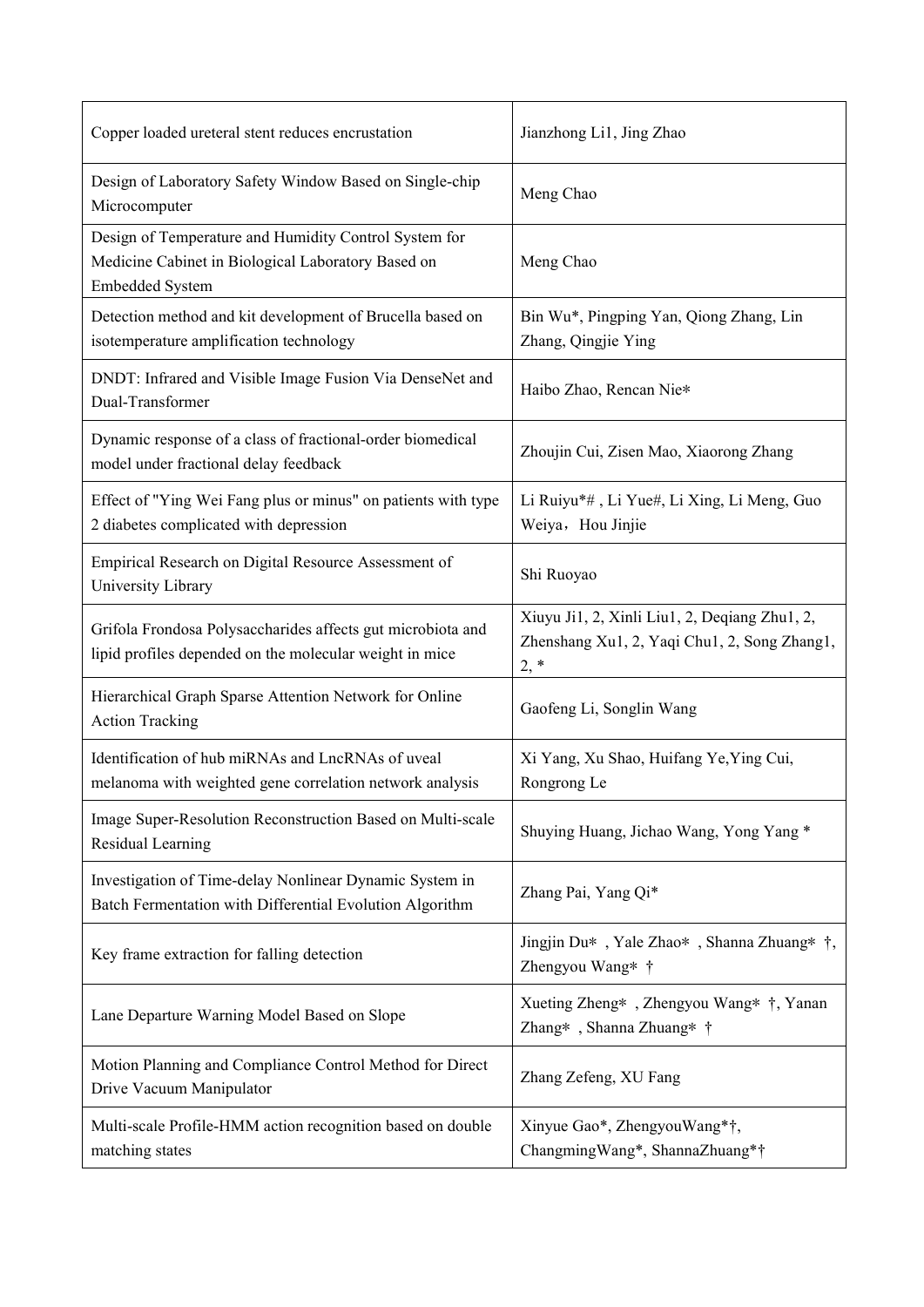| Copper loaded ureteral stent reduces encrustation | Jianzhong Li1, Jing Zhao |
| --- | --- |
| Design of Laboratory Safety Window Based on Single-chip Microcomputer | Meng Chao |
| Design of Temperature and Humidity Control System for Medicine Cabinet in Biological Laboratory Based on Embedded System | Meng Chao |
| Detection method and kit development of Brucella based on isotemperature amplification technology | Bin Wu*, Pingping Yan, Qiong Zhang, Lin Zhang, Qingjie Ying |
| DNDT: Infrared and Visible Image Fusion Via DenseNet and Dual-Transformer | Haibo Zhao, Rencan Nie* |
| Dynamic response of a class of fractional-order biomedical model under fractional delay feedback | Zhoujin Cui, Zisen Mao, Xiaorong Zhang |
| Effect of "Ying Wei Fang plus or minus" on patients with type 2 diabetes complicated with depression | Li Ruiyu*# , Li Yue#, Li Xing, Li Meng, Guo Weiya，Hou Jinjie |
| Empirical Research on Digital Resource Assessment of University Library | Shi Ruoyao |
| Grifola Frondosa Polysaccharides affects gut microbiota and lipid profiles depended on the molecular weight in mice | Xiuyu Ji1, 2, Xinli Liu1, 2, Deqiang Zhu1, 2, Zhenshang Xu1, 2, Yaqi Chu1, 2, Song Zhang1, 2, * |
| Hierarchical Graph Sparse Attention Network for Online Action Tracking | Gaofeng Li, Songlin Wang |
| Identification of hub miRNAs and LncRNAs of uveal melanoma with weighted gene correlation network analysis | Xi Yang, Xu Shao, Huifang Ye,Ying Cui, Rongrong Le |
| Image Super-Resolution Reconstruction Based on Multi-scale Residual Learning | Shuying Huang, Jichao Wang, Yong Yang * |
| Investigation of Time-delay Nonlinear Dynamic System in Batch Fermentation with Differential Evolution Algorithm | Zhang Pai, Yang Qi* |
| Key frame extraction for falling detection | Jingjin Du* , Yale Zhao* , Shanna Zhuang* †, Zhengyou Wang* † |
| Lane Departure Warning Model Based on Slope | Xueting Zheng* , Zhengyou Wang* †, Yanan Zhang* , Shanna Zhuang* † |
| Motion Planning and Compliance Control Method for Direct Drive Vacuum Manipulator | Zhang Zefeng, XU Fang |
| Multi-scale Profile-HMM action recognition based on double matching states | Xinyue Gao*, ZhengyouWang*†, ChangmingWang*, ShannaZhuang*† |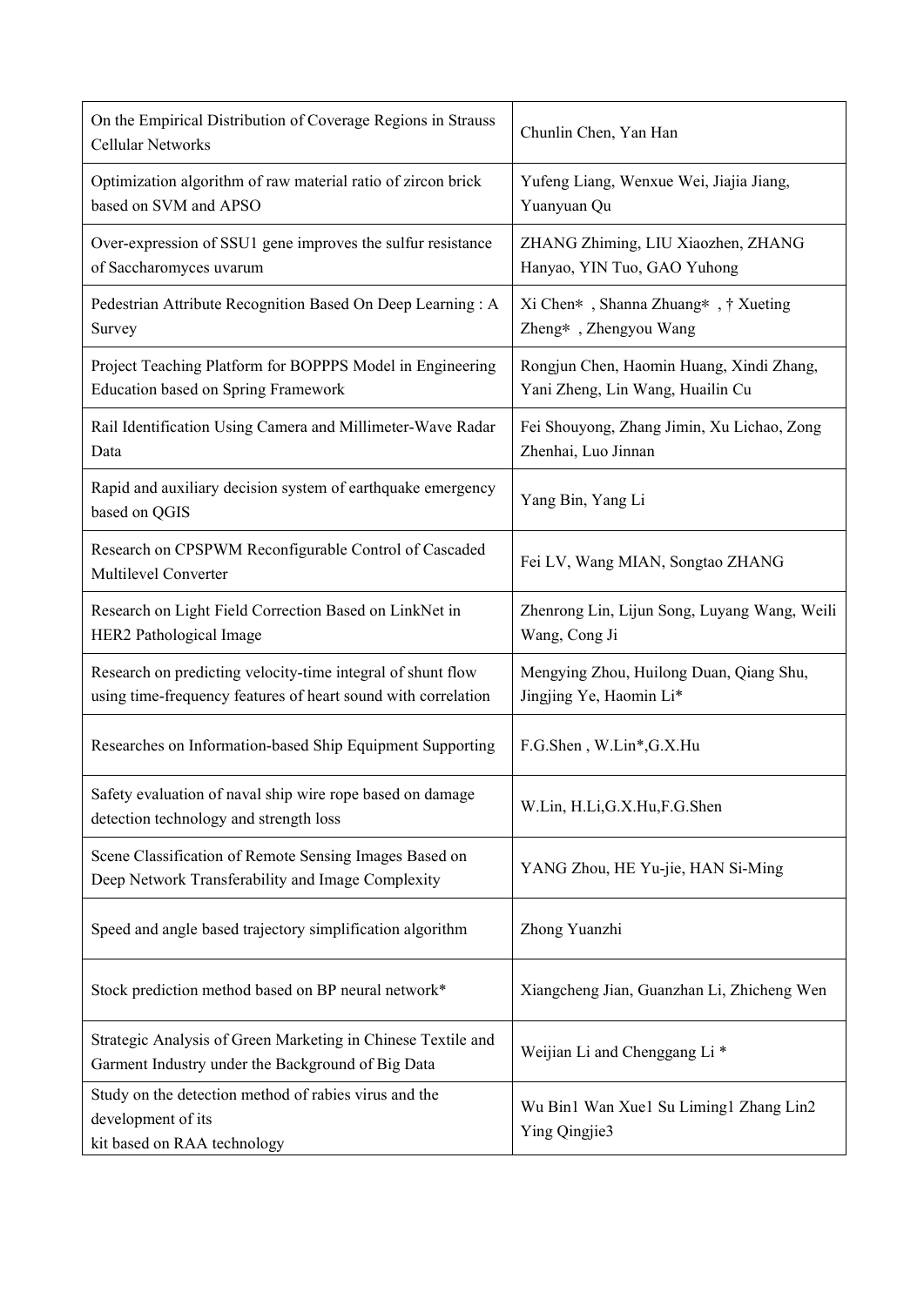| | |
|---|---|
| On the Empirical Distribution of Coverage Regions in Strauss Cellular Networks | Chunlin Chen, Yan Han |
| Optimization algorithm of raw material ratio of zircon brick based on SVM and APSO | Yufeng Liang, Wenxue Wei, Jiajia Jiang, Yuanyuan Qu |
| Over-expression of SSU1 gene improves the sulfur resistance of Saccharomyces uvarum | ZHANG Zhiming, LIU Xiaozhen, ZHANG Hanyao, YIN Tuo, GAO Yuhong |
| Pedestrian Attribute Recognition Based On Deep Learning : A Survey | Xi Chen∗ , Shanna Zhuang∗ , † Xueting Zheng∗ , Zhengyou Wang |
| Project Teaching Platform for BOPPPS Model in Engineering Education based on Spring Framework | Rongjun Chen, Haomin Huang, Xindi Zhang, Yani Zheng, Lin Wang, Huailin Cu |
| Rail Identification Using Camera and Millimeter-Wave Radar Data | Fei Shouyong, Zhang Jimin, Xu Lichao, Zong Zhenhai, Luo Jinnan |
| Rapid and auxiliary decision system of earthquake emergency based on QGIS | Yang Bin, Yang Li |
| Research on CPSPWM Reconfigurable Control of Cascaded Multilevel Converter | Fei LV, Wang MIAN, Songtao ZHANG |
| Research on Light Field Correction Based on LinkNet in HER2 Pathological Image | Zhenrong Lin, Lijun Song, Luyang Wang, Weili Wang, Cong Ji |
| Research on predicting velocity-time integral of shunt flow using time-frequency features of heart sound with correlation | Mengying Zhou, Huilong Duan, Qiang Shu, Jingjing Ye, Haomin Li* |
| Researches on Information-based Ship Equipment Supporting | F.G.Shen , W.Lin*,G.X.Hu |
| Safety evaluation of naval ship wire rope based on damage detection technology and strength loss | W.Lin, H.Li,G.X.Hu,F.G.Shen |
| Scene Classification of Remote Sensing Images Based on Deep Network Transferability and Image Complexity | YANG Zhou, HE Yu-jie, HAN Si-Ming |
| Speed and angle based trajectory simplification algorithm | Zhong Yuanzhi |
| Stock prediction method based on BP neural network* | Xiangcheng Jian, Guanzhan Li, Zhicheng Wen |
| Strategic Analysis of Green Marketing in Chinese Textile and Garment Industry under the Background of Big Data | Weijian Li and Chenggang Li * |
| Study on the detection method of rabies virus and the development of its kit based on RAA technology | Wu Bin1 Wan Xue1 Su Liming1 Zhang Lin2 Ying Qingjie3 |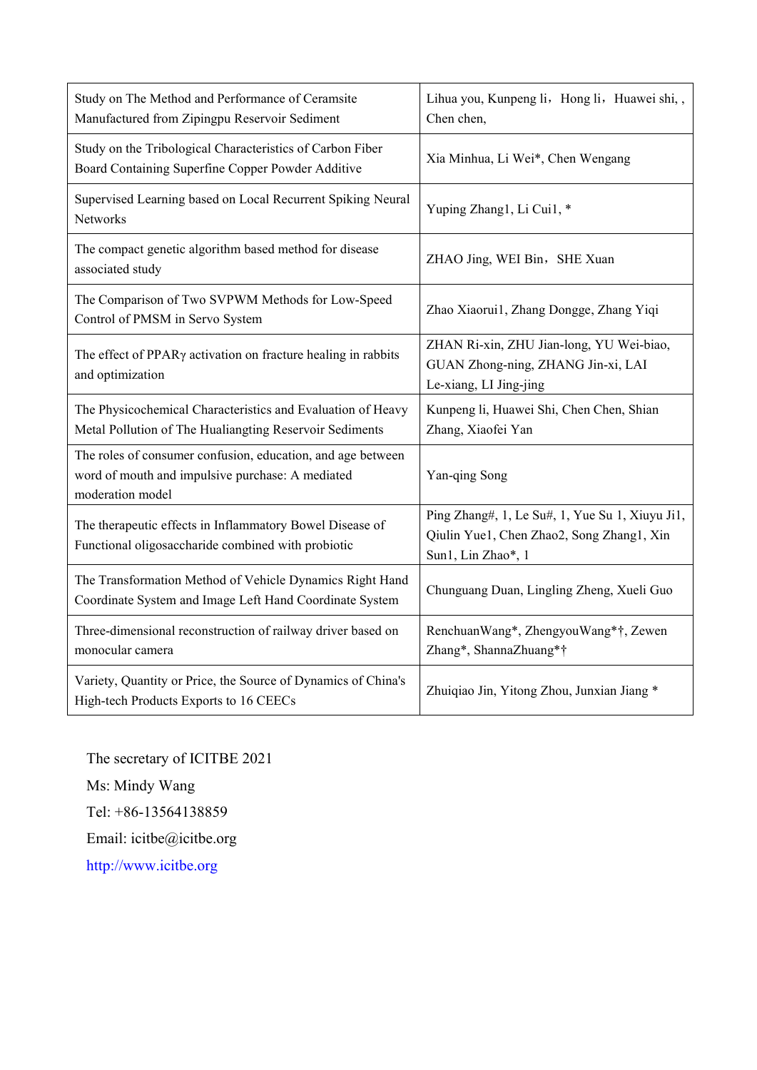| | |
|---|---|
| Study on The Method and Performance of Ceramsite Manufactured from Zipingpu Reservoir Sediment | Lihua you, Kunpeng li，Hong li，Huawei shi, , Chen chen, |
| Study on the Tribological Characteristics of Carbon Fiber Board Containing Superfine Copper Powder Additive | Xia Minhua, Li Wei*, Chen Wengang |
| Supervised Learning based on Local Recurrent Spiking Neural Networks | Yuping Zhang1, Li Cui1, * |
| The compact genetic algorithm based method for disease associated study | ZHAO Jing, WEI Bin，SHE Xuan |
| The Comparison of Two SVPWM Methods for Low-Speed Control of PMSM in Servo System | Zhao Xiaorui1, Zhang Dongge, Zhang Yiqi |
| The effect of PPARγ activation on fracture healing in rabbits and optimization | ZHAN Ri-xin, ZHU Jian-long, YU Wei-biao, GUAN Zhong-ning, ZHANG Jin-xi, LAI Le-xiang, LI Jing-jing |
| The Physicochemical Characteristics and Evaluation of Heavy Metal Pollution of The Hualiangting Reservoir Sediments | Kunpeng li, Huawei Shi, Chen Chen, Shian Zhang, Xiaofei Yan |
| The roles of consumer confusion, education, and age between word of mouth and impulsive purchase: A mediated moderation model | Yan-qing Song |
| The therapeutic effects in Inflammatory Bowel Disease of Functional oligosaccharide combined with probiotic | Ping Zhang#, 1, Le Su#, 1, Yue Su 1, Xiuyu Ji1, Qiulin Yue1, Chen Zhao2, Song Zhang1, Xin Sun1, Lin Zhao*, 1 |
| The Transformation Method of Vehicle Dynamics Right Hand Coordinate System and Image Left Hand Coordinate System | Chunguang Duan, Lingling Zheng, Xueli Guo |
| Three-dimensional reconstruction of railway driver based on monocular camera | RenchuanWang*, ZhengyouWang*†, Zewen Zhang*, ShannaZhuang*† |
| Variety, Quantity or Price, the Source of Dynamics of China's High-tech Products Exports to 16 CEECs | Zhuiqiao Jin, Yitong Zhou, Junxian Jiang * |

The secretary of ICITBE 2021

Ms: Mindy Wang

Tel: +86-13564138859

Email: icitbe@icitbe.org

http://www.icitbe.org